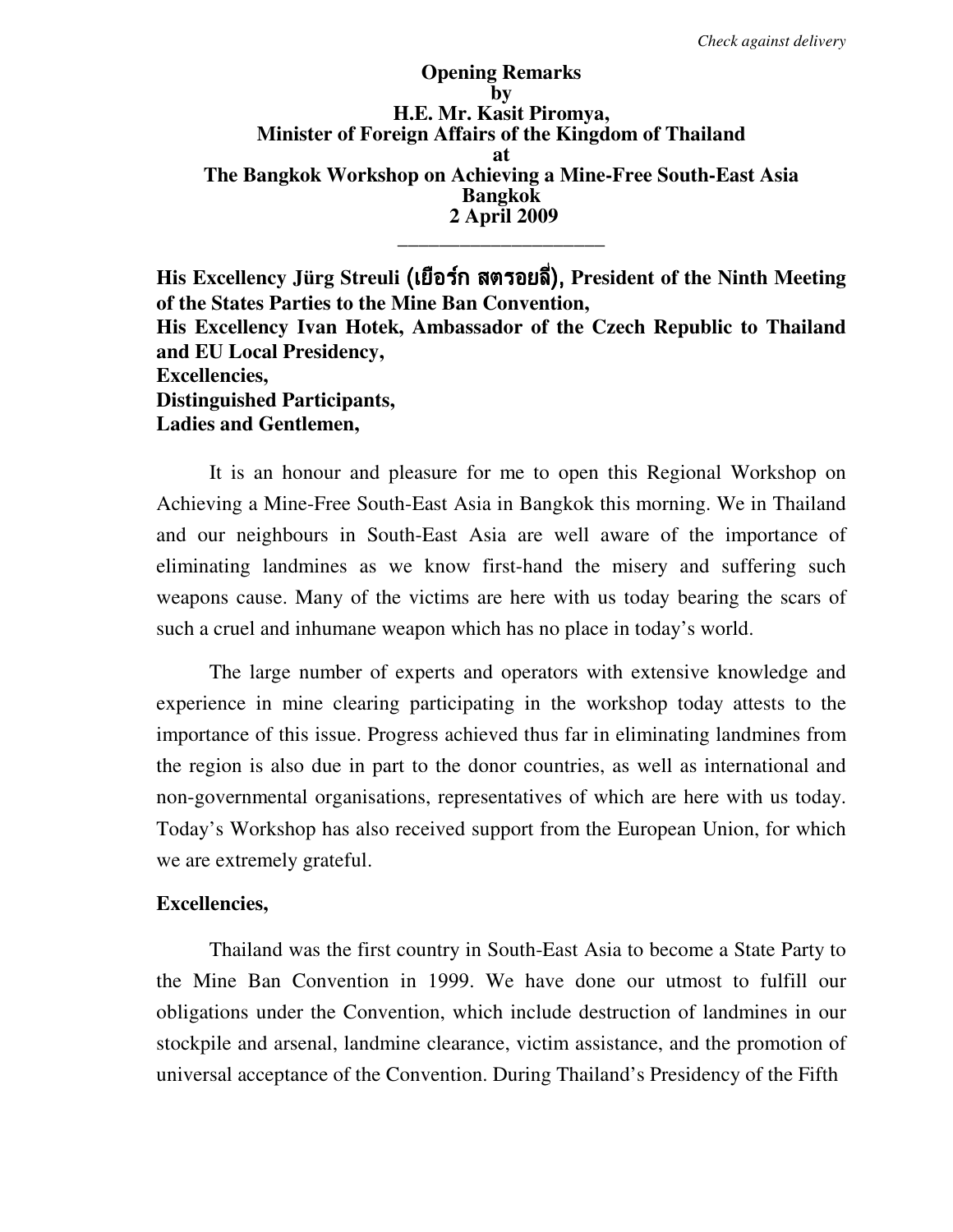*Check against delivery*

**Opening Remarks**
**by**
**H.E. Mr. Kasit Piromya,**
**Minister of Foreign Affairs of the Kingdom of Thailand**
**at**
**The Bangkok Workshop on Achieving a Mine-Free South-East Asia**
**Bangkok**
**2 April 2009**

---

**His Excellency Jürg Streuli (เยือร์ก สตรอยลี่), President of the Ninth Meeting of the States Parties to the Mine Ban Convention,**
**His Excellency Ivan Hotek, Ambassador of the Czech Republic to Thailand and EU Local Presidency,**
**Excellencies,**
**Distinguished Participants,**
**Ladies and Gentlemen,**

It is an honour and pleasure for me to open this Regional Workshop on Achieving a Mine-Free South-East Asia in Bangkok this morning. We in Thailand and our neighbours in South-East Asia are well aware of the importance of eliminating landmines as we know first-hand the misery and suffering such weapons cause. Many of the victims are here with us today bearing the scars of such a cruel and inhumane weapon which has no place in today's world.

The large number of experts and operators with extensive knowledge and experience in mine clearing participating in the workshop today attests to the importance of this issue. Progress achieved thus far in eliminating landmines from the region is also due in part to the donor countries, as well as international and non-governmental organisations, representatives of which are here with us today. Today's Workshop has also received support from the European Union, for which we are extremely grateful.

**Excellencies,**

Thailand was the first country in South-East Asia to become a State Party to the Mine Ban Convention in 1999. We have done our utmost to fulfill our obligations under the Convention, which include destruction of landmines in our stockpile and arsenal, landmine clearance, victim assistance, and the promotion of universal acceptance of the Convention. During Thailand's Presidency of the Fifth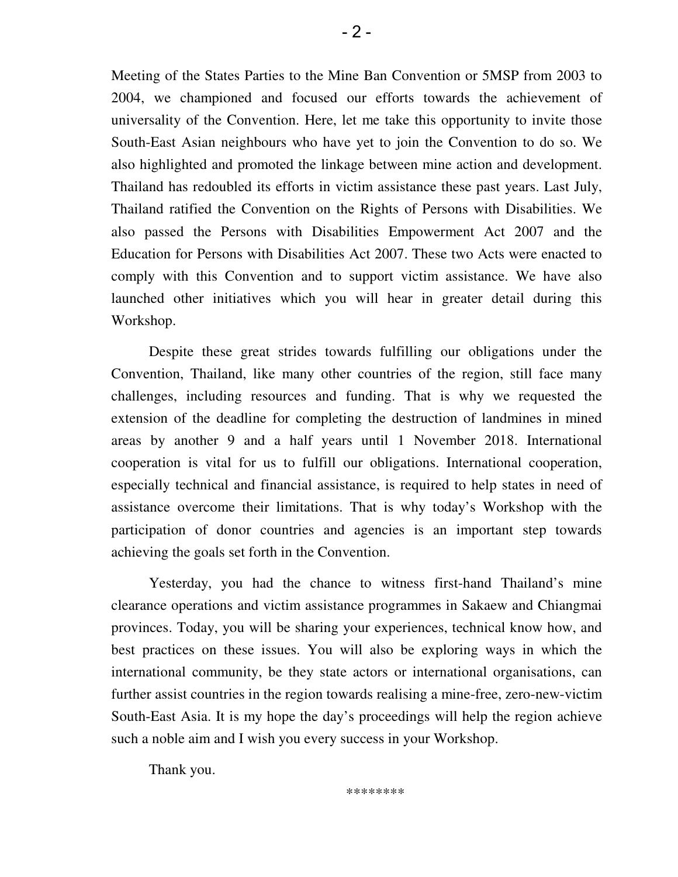Meeting of the States Parties to the Mine Ban Convention or 5MSP from 2003 to 2004, we championed and focused our efforts towards the achievement of universality of the Convention. Here, let me take this opportunity to invite those South-East Asian neighbours who have yet to join the Convention to do so. We also highlighted and promoted the linkage between mine action and development. Thailand has redoubled its efforts in victim assistance these past years. Last July, Thailand ratified the Convention on the Rights of Persons with Disabilities. We also passed the Persons with Disabilities Empowerment Act 2007 and the Education for Persons with Disabilities Act 2007. These two Acts were enacted to comply with this Convention and to support victim assistance. We have also launched other initiatives which you will hear in greater detail during this Workshop.

Despite these great strides towards fulfilling our obligations under the Convention, Thailand, like many other countries of the region, still face many challenges, including resources and funding. That is why we requested the extension of the deadline for completing the destruction of landmines in mined areas by another 9 and a half years until 1 November 2018. International cooperation is vital for us to fulfill our obligations. International cooperation, especially technical and financial assistance, is required to help states in need of assistance overcome their limitations. That is why today's Workshop with the participation of donor countries and agencies is an important step towards achieving the goals set forth in the Convention.

Yesterday, you had the chance to witness first-hand Thailand's mine clearance operations and victim assistance programmes in Sakaew and Chiangmai provinces. Today, you will be sharing your experiences, technical know how, and best practices on these issues. You will also be exploring ways in which the international community, be they state actors or international organisations, can further assist countries in the region towards realising a mine-free, zero-new-victim South-East Asia. It is my hope the day's proceedings will help the region achieve such a noble aim and I wish you every success in your Workshop.

Thank you.

********